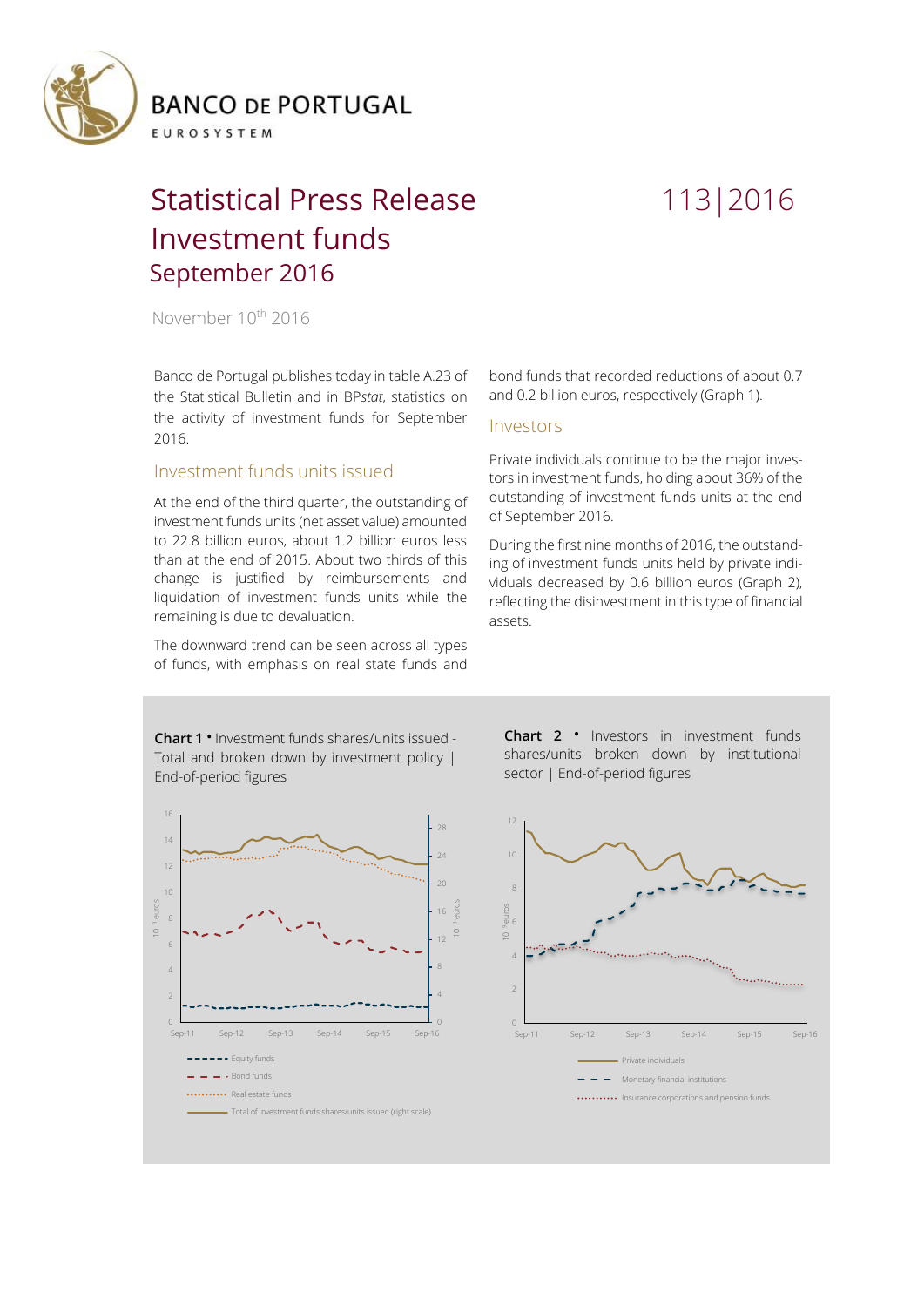BANCO DE PORTUGAL

EUROSYSTEM

# Statistical Press Release Investment funds September 2016

113|2016

November 10th 2016

Banco de Portugal publishes today in table A.23 of the Statistical Bulletin and in BP*stat*, statistics on the activity of investment funds for September 2016.

## Investment funds units issued

At the end of the third quarter, the outstanding of investment funds units (net asset value) amounted to 22.8 billion euros, about 1.2 billion euros less than at the end of 2015. About two thirds of this change is justified by reimbursements and liquidation of investment funds units while the remaining is due to devaluation.

The downward trend can be seen across all types of funds, with emphasis on real state funds and bond funds that recorded reductions of about 0.7 and 0.2 billion euros, respectively (Graph 1).

## Investors

Private individuals continue to be the major investors in investment funds, holding about 36% of the outstanding of investment funds units at the end of September 2016.

During the first nine months of 2016, the outstanding of investment funds units held by private individuals decreased by 0.6 billion euros (Graph 2), reflecting the disinvestment in this type of financial assets.

**Chart 1** • Investment funds shares/units issued - Total and broken down by investment policy | End-of-period figures

**Chart 2** • Investors in investment funds shares/units broken down by institutional sector | End-of-period figures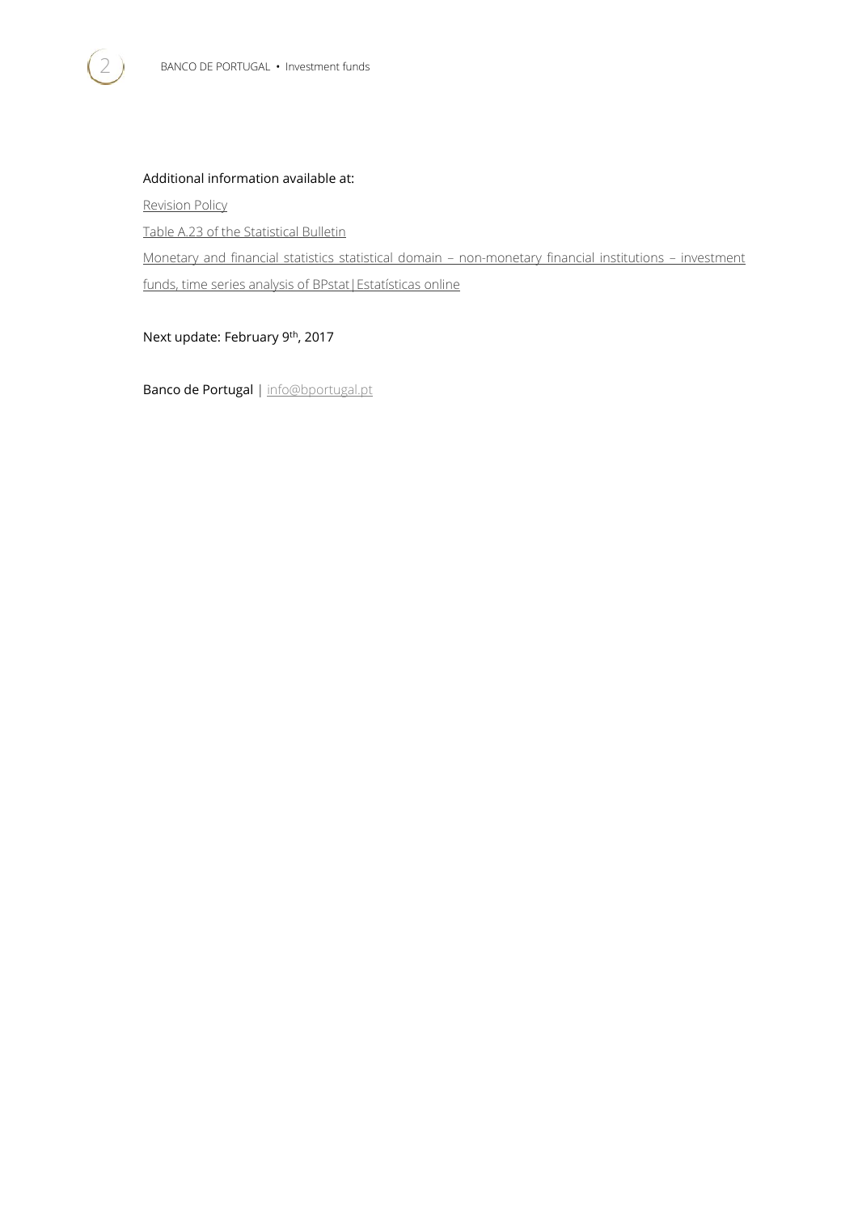Additional information available at:

Revision Policy

Table A.23 of the Statistical Bulletin

Monetary and financial statistics statistical domain – non-monetary financial institutions – investment funds, time series analysis of BPstat|Estatísticas online

Next update: February 9th, 2017

Banco de Portugal | info@bportugal.pt